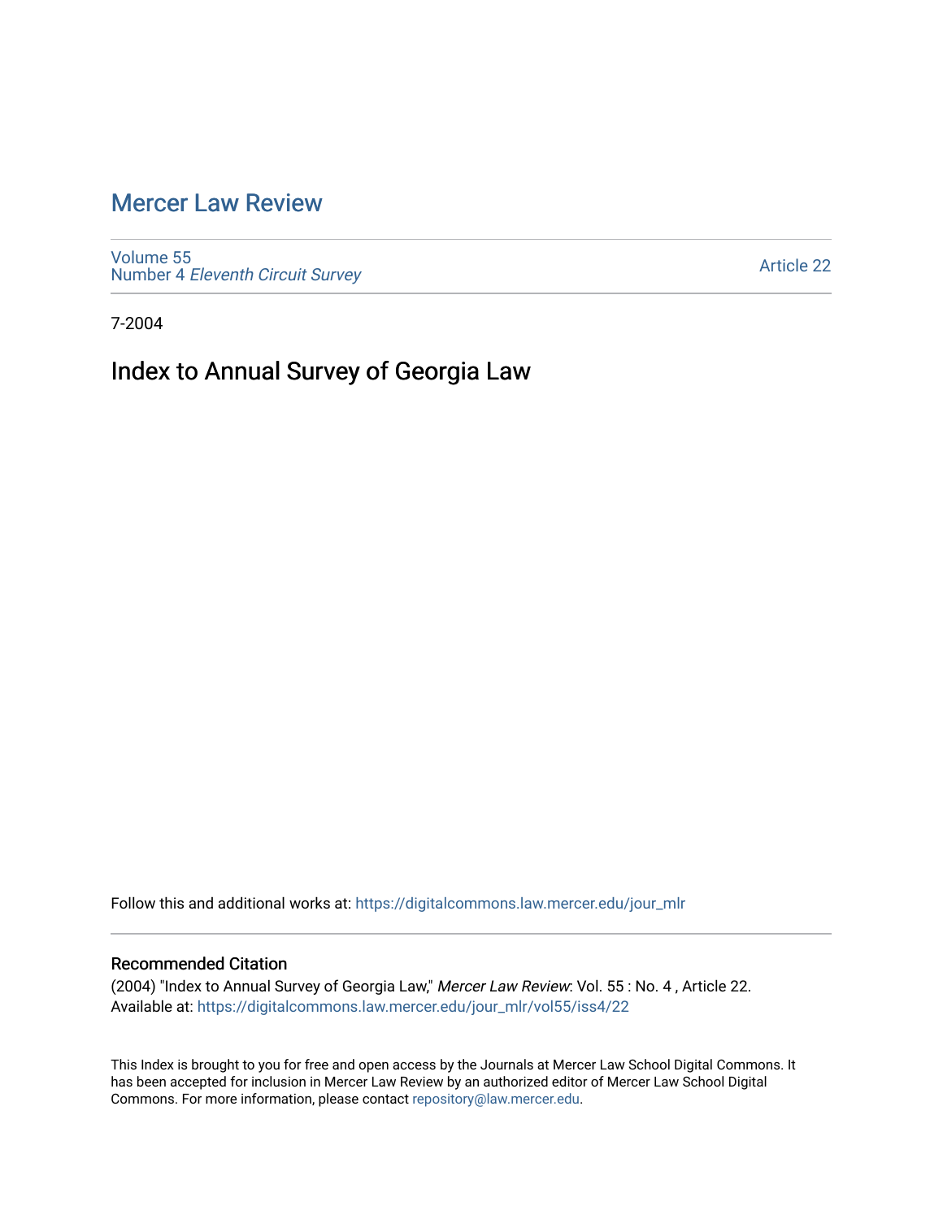# Mercer Law Review

Volume 55
Number 4 *Eleventh Circuit Survey*

Article 22

7-2004

## Index to Annual Survey of Georgia Law

Follow this and additional works at: https://digitalcommons.law.mercer.edu/jour_mlr

### Recommended Citation

(2004) "Index to Annual Survey of Georgia Law," *Mercer Law Review*: Vol. 55 : No. 4 , Article 22.
Available at: https://digitalcommons.law.mercer.edu/jour_mlr/vol55/iss4/22

This Index is brought to you for free and open access by the Journals at Mercer Law School Digital Commons. It has been accepted for inclusion in Mercer Law Review by an authorized editor of Mercer Law School Digital Commons. For more information, please contact repository@law.mercer.edu.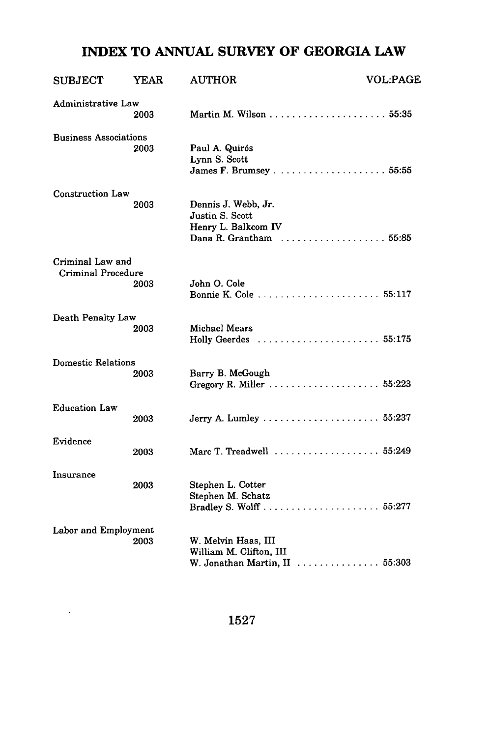# INDEX TO ANNUAL SURVEY OF GEORGIA LAW

| SUBJECT | YEAR | AUTHOR | VOL:PAGE |
|---|---|---|---|
| Administrative Law | 2003 | Martin M. Wilson | 55:35 |
| Business Associations | 2003 | Paul A. Quirós<br>Lynn S. Scott<br>James F. Brumsey | 55:55 |
| Construction Law | 2003 | Dennis J. Webb, Jr.<br>Justin S. Scott<br>Henry L. Balkcom IV<br>Dana R. Grantham | 55:85 |
| Criminal Law and Criminal Procedure | 2003 | John O. Cole<br>Bonnie K. Cole | 55:117 |
| Death Penalty Law | 2003 | Michael Mears<br>Holly Geerdes | 55:175 |
| Domestic Relations | 2003 | Barry B. McGough<br>Gregory R. Miller | 55:223 |
| Education Law | 2003 | Jerry A. Lumley | 55:237 |
| Evidence | 2003 | Marc T. Treadwell | 55:249 |
| Insurance | 2003 | Stephen L. Cotter<br>Stephen M. Schatz<br>Bradley S. Wolff | 55:277 |
| Labor and Employment | 2003 | W. Melvin Haas, III<br>William M. Clifton, III<br>W. Jonathan Martin, II | 55:303 |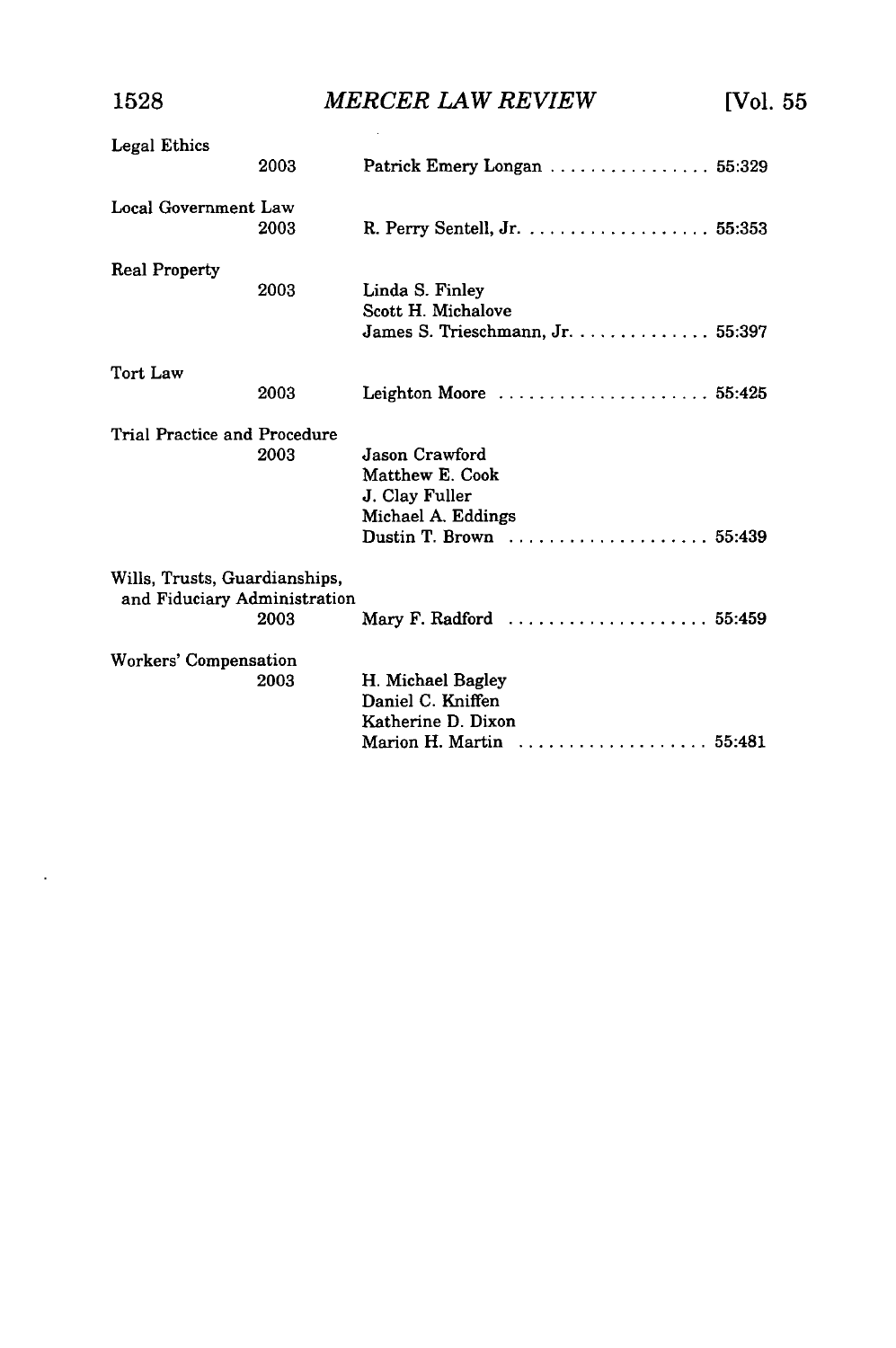Legal Ethics

| | | |
|---|---|---|
| 2003 | Patrick Emery Longan | 55:329 |

Local Government Law

| | | |
|---|---|---|
| 2003 | R. Perry Sentell, Jr. | 55:353 |

Real Property

| | | |
|---|---|---|
| 2003 | Linda S. Finley<br>Scott H. Michalove<br>James S. Trieschmann, Jr. | 55:397 |

Tort Law

| | | |
|---|---|---|
| 2003 | Leighton Moore | 55:425 |

Trial Practice and Procedure

| | | |
|---|---|---|
| 2003 | Jason Crawford<br>Matthew E. Cook<br>J. Clay Fuller<br>Michael A. Eddings<br>Dustin T. Brown | 55:439 |

Wills, Trusts, Guardianships, and Fiduciary Administration

| | | |
|---|---|---|
| 2003 | Mary F. Radford | 55:459 |

Workers' Compensation

| | | |
|---|---|---|
| 2003 | H. Michael Bagley<br>Daniel C. Kniffen<br>Katherine D. Dixon<br>Marion H. Martin | 55:481 |